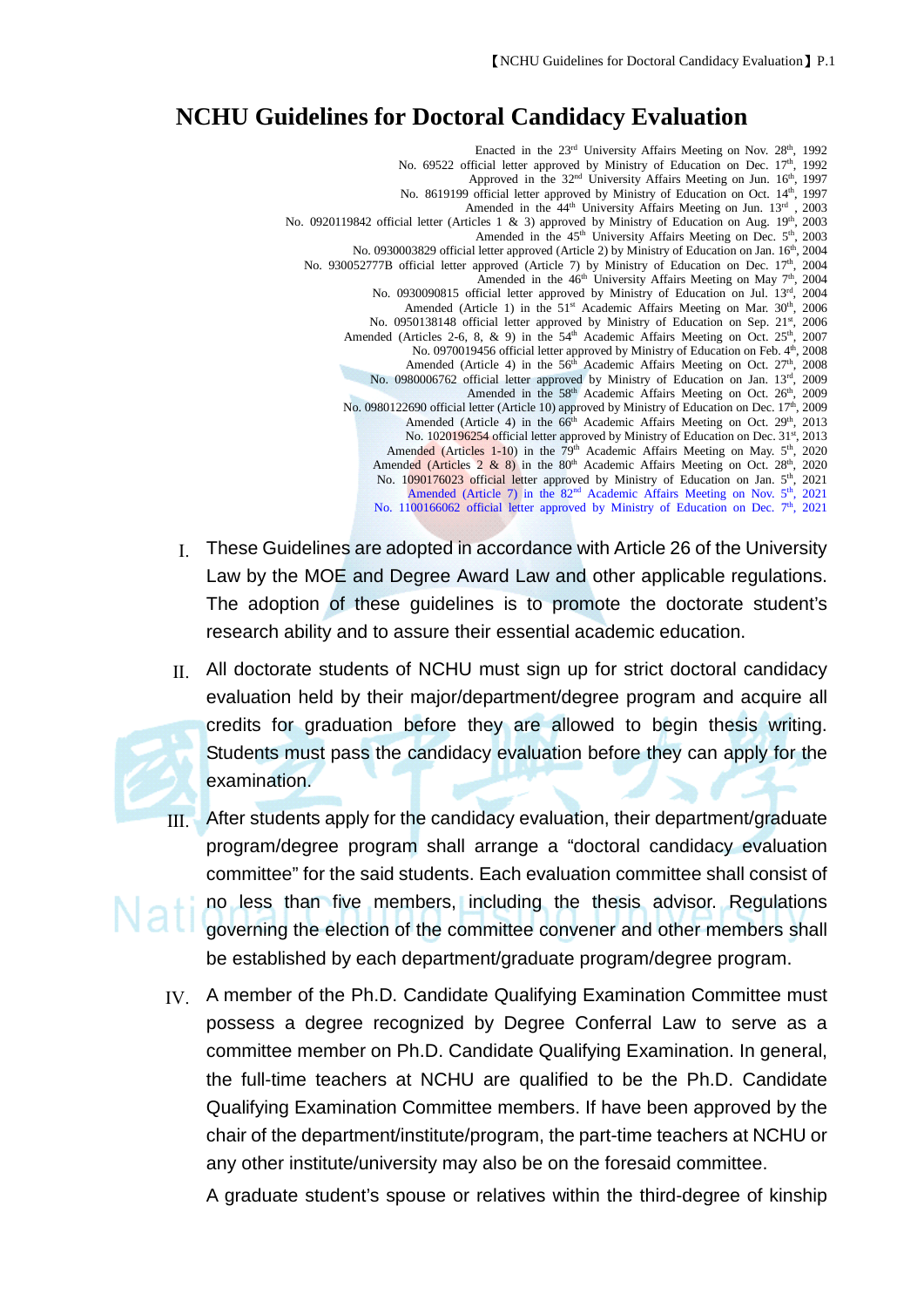# NCHU Guidelines for Doctoral Candidacy Evaluation

Enacted in the 23rd University Affairs Meeting on Nov. 28th, 1992
No. 69522 official letter approved by Ministry of Education on Dec. 17th, 1992
Approved in the 32nd University Affairs Meeting on Jun. 16th, 1997
No. 8619199 official letter approved by Ministry of Education on Oct. 14th, 1997
Amended in the 44th University Affairs Meeting on Jun. 13rd , 2003
No. 0920119842 official letter (Articles 1 & 3) approved by Ministry of Education on Aug. 19th, 2003
Amended in the 45th University Affairs Meeting on Dec. 5th, 2003
No. 0930003829 official letter approved (Article 2) by Ministry of Education on Jan. 16th, 2004
No. 930052777B official letter approved (Article 7) by Ministry of Education on Dec. 17th, 2004
Amended in the 46th University Affairs Meeting on May 7th, 2004
No. 0930090815 official letter approved by Ministry of Education on Jul. 13rd, 2004
Amended (Article 1) in the 51st Academic Affairs Meeting on Mar. 30th, 2006
No. 0950138148 official letter approved by Ministry of Education on Sep. 21st, 2006
Amended (Articles 2-6, 8, & 9) in the 54th Academic Affairs Meeting on Oct. 25th, 2007
No. 0970019456 official letter approved by Ministry of Education on Feb. 4th, 2008
Amended (Article 4) in the 56th Academic Affairs Meeting on Oct. 27th, 2008
No. 0980006762 official letter approved by Ministry of Education on Jan. 13rd, 2009
Amended in the 58th Academic Affairs Meeting on Oct. 26th, 2009
No. 0980122690 official letter (Article 10) approved by Ministry of Education on Dec. 17th, 2009
Amended (Article 4) in the 66th Academic Affairs Meeting on Oct. 29th, 2013
No. 1020196254 official letter approved by Ministry of Education on Dec. 31st, 2013
Amended (Articles 1-10) in the 79th Academic Affairs Meeting on May. 5th, 2020
Amended (Articles 2 & 8) in the 80th Academic Affairs Meeting on Oct. 28th, 2020
No. 1090176023 official letter approved by Ministry of Education on Jan. 5th, 2021
Amended (Article 7) in the 82nd Academic Affairs Meeting on Nov. 5th, 2021
No. 1100166062 official letter approved by Ministry of Education on Dec. 7th, 2021

I. These Guidelines are adopted in accordance with Article 26 of the University Law by the MOE and Degree Award Law and other applicable regulations. The adoption of these guidelines is to promote the doctorate student's research ability and to assure their essential academic education.

II. All doctorate students of NCHU must sign up for strict doctoral candidacy evaluation held by their major/department/degree program and acquire all credits for graduation before they are allowed to begin thesis writing. Students must pass the candidacy evaluation before they can apply for the examination.

III. After students apply for the candidacy evaluation, their department/graduate program/degree program shall arrange a "doctoral candidacy evaluation committee" for the said students. Each evaluation committee shall consist of no less than five members, including the thesis advisor. Regulations governing the election of the committee convener and other members shall be established by each department/graduate program/degree program.

IV. A member of the Ph.D. Candidate Qualifying Examination Committee must possess a degree recognized by Degree Conferral Law to serve as a committee member on Ph.D. Candidate Qualifying Examination. In general, the full-time teachers at NCHU are qualified to be the Ph.D. Candidate Qualifying Examination Committee members. If have been approved by the chair of the department/institute/program, the part-time teachers at NCHU or any other institute/university may also be on the foresaid committee.

A graduate student's spouse or relatives within the third-degree of kinship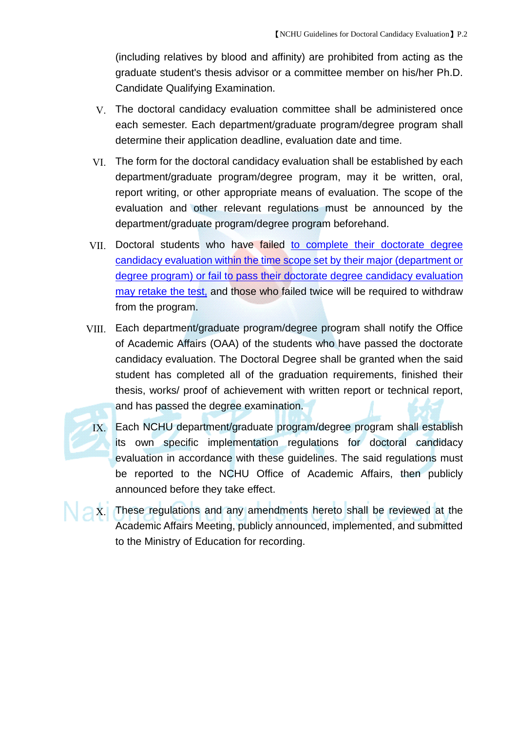(including relatives by blood and affinity) are prohibited from acting as the graduate student's thesis advisor or a committee member on his/her Ph.D. Candidate Qualifying Examination.

V. The doctoral candidacy evaluation committee shall be administered once each semester. Each department/graduate program/degree program shall determine their application deadline, evaluation date and time.

VI. The form for the doctoral candidacy evaluation shall be established by each department/graduate program/degree program, may it be written, oral, report writing, or other appropriate means of evaluation. The scope of the evaluation and other relevant regulations must be announced by the department/graduate program/degree program beforehand.

VII. Doctoral students who have failed to complete their doctorate degree candidacy evaluation within the time scope set by their major (department or degree program) or fail to pass their doctorate degree candidacy evaluation may retake the test, and those who failed twice will be required to withdraw from the program.

VIII. Each department/graduate program/degree program shall notify the Office of Academic Affairs (OAA) of the students who have passed the doctorate candidacy evaluation. The Doctoral Degree shall be granted when the said student has completed all of the graduation requirements, finished their thesis, works/ proof of achievement with written report or technical report, and has passed the degree examination.

IX. Each NCHU department/graduate program/degree program shall establish its own specific implementation regulations for doctoral candidacy evaluation in accordance with these guidelines. The said regulations must be reported to the NCHU Office of Academic Affairs, then publicly announced before they take effect.

X. These regulations and any amendments hereto shall be reviewed at the Academic Affairs Meeting, publicly announced, implemented, and submitted to the Ministry of Education for recording.